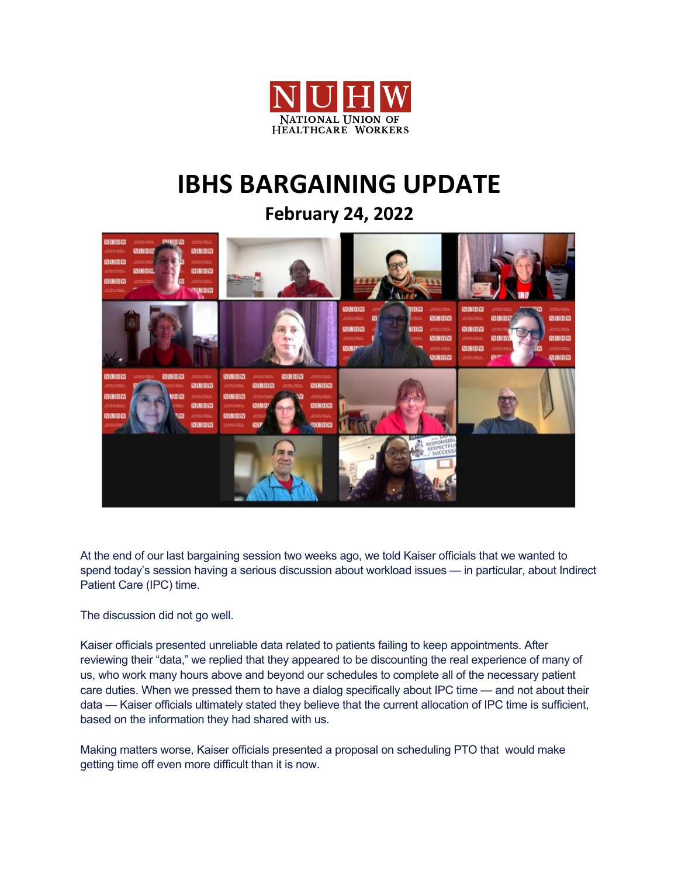NUHW
NATIONAL UNION OF HEALTHCARE WORKERS

# IBHS BARGAINING UPDATE

## February 24, 2022

At the end of our last bargaining session two weeks ago, we told Kaiser officials that we wanted to spend today's session having a serious discussion about workload issues — in particular, about Indirect Patient Care (IPC) time.

The discussion did not go well.

Kaiser officials presented unreliable data related to patients failing to keep appointments. After reviewing their "data," we replied that they appeared to be discounting the real experience of many of us, who work many hours above and beyond our schedules to complete all of the necessary patient care duties. When we pressed them to have a dialog specifically about IPC time — and not about their data — Kaiser officials ultimately stated they believe that the current allocation of IPC time is sufficient, based on the information they had shared with us.

Making matters worse, Kaiser officials presented a proposal on scheduling PTO that would make getting time off even more difficult than it is now.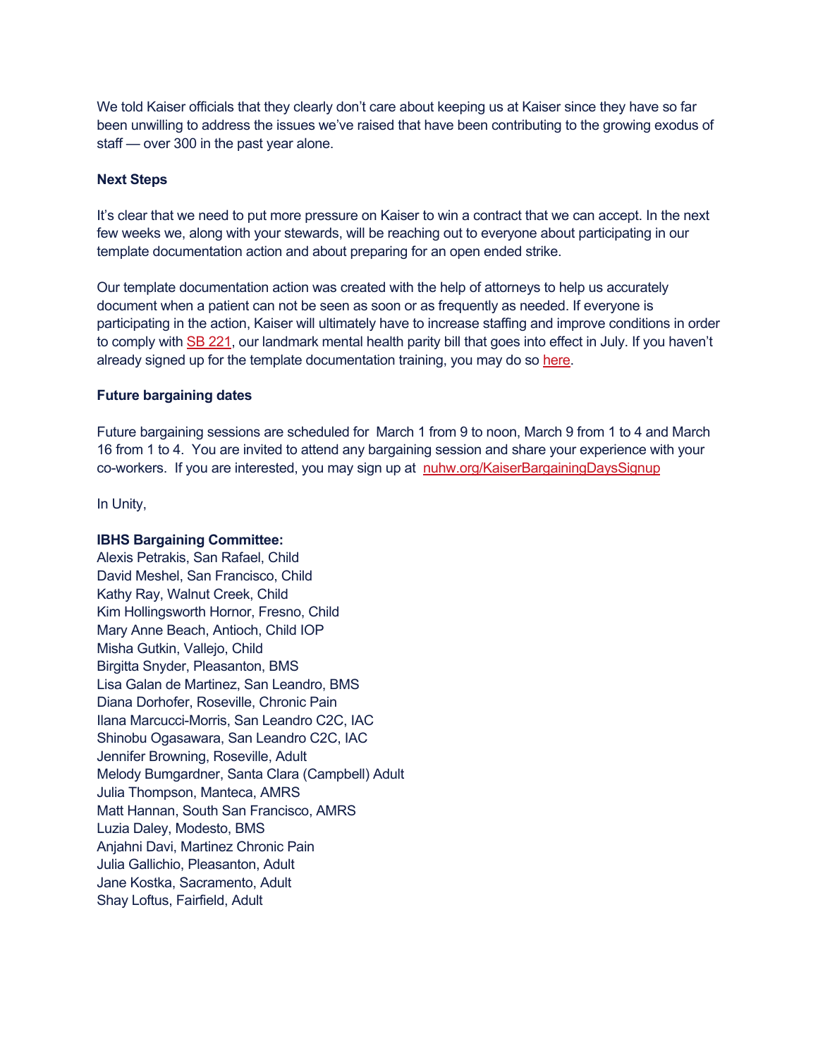We told Kaiser officials that they clearly don't care about keeping us at Kaiser since they have so far been unwilling to address the issues we've raised that have been contributing to the growing exodus of staff — over 300 in the past year alone.

**Next Steps**

It's clear that we need to put more pressure on Kaiser to win a contract that we can accept. In the next few weeks we, along with your stewards, will be reaching out to everyone about participating in our template documentation action and about preparing for an open ended strike.

Our template documentation action was created with the help of attorneys to help us accurately document when a patient can not be seen as soon or as frequently as needed. If everyone is participating in the action, Kaiser will ultimately have to increase staffing and improve conditions in order to comply with SB 221, our landmark mental health parity bill that goes into effect in July. If you haven't already signed up for the template documentation training, you may do so here.

**Future bargaining dates**

Future bargaining sessions are scheduled for March 1 from 9 to noon, March 9 from 1 to 4 and March 16 from 1 to 4. You are invited to attend any bargaining session and share your experience with your co-workers. If you are interested, you may sign up at nuhw.org/KaiserBargainingDaysSignup

In Unity,

**IBHS Bargaining Committee:**
Alexis Petrakis, San Rafael, Child
David Meshel, San Francisco, Child
Kathy Ray, Walnut Creek, Child
Kim Hollingsworth Hornor, Fresno, Child
Mary Anne Beach, Antioch, Child IOP
Misha Gutkin, Vallejo, Child
Birgitta Snyder, Pleasanton, BMS
Lisa Galan de Martinez, San Leandro, BMS
Diana Dorhofer, Roseville, Chronic Pain
Ilana Marcucci-Morris, San Leandro C2C, IAC
Shinobu Ogasawara, San Leandro C2C, IAC
Jennifer Browning, Roseville, Adult
Melody Bumgardner, Santa Clara (Campbell) Adult
Julia Thompson, Manteca, AMRS
Matt Hannan, South San Francisco, AMRS
Luzia Daley, Modesto, BMS
Anjahni Davi, Martinez Chronic Pain
Julia Gallichio, Pleasanton, Adult
Jane Kostka, Sacramento, Adult
Shay Loftus, Fairfield, Adult